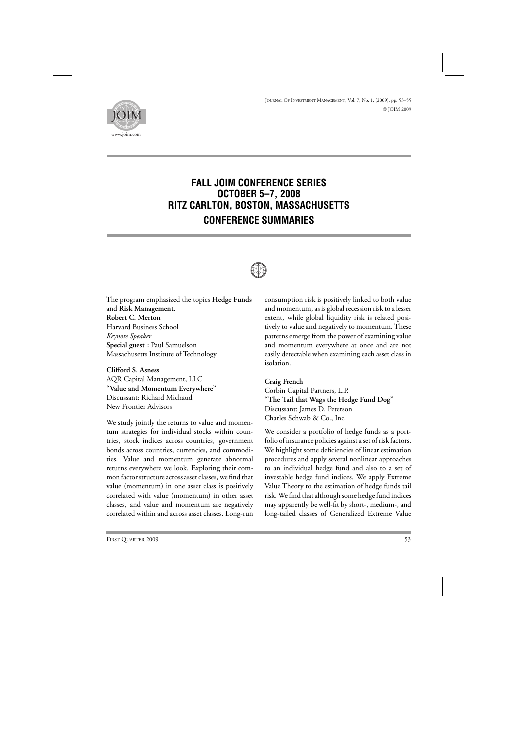# FALL JOIM CONFERENCE SERIES
# OCTOBER 5–7, 2008
# RITZ CARLTON, BOSTON, MASSACHUSETTS
## CONFERENCE SUMMARIES

The program emphasized the topics **Hedge Funds** and **Risk Management.**

**Robert C. Merton**
Harvard Business School
*Keynote Speaker*
**Special guest :** Paul Samuelson
Massachusetts Institute of Technology

**Clifford S. Asness**
AQR Capital Management, LLC
**"Value and Momentum Everywhere"**
Discussant: Richard Michaud
New Frontier Advisors

We study jointly the returns to value and momentum strategies for individual stocks within countries, stock indices across countries, government bonds across countries, currencies, and commodities. Value and momentum generate abnormal returns everywhere we look. Exploring their common factor structure across asset classes, we find that value (momentum) in one asset class is positively correlated with value (momentum) in other asset classes, and value and momentum are negatively correlated within and across asset classes. Long-run consumption risk is positively linked to both value and momentum, as is global recession risk to a lesser extent, while global liquidity risk is related positively to value and negatively to momentum. These patterns emerge from the power of examining value and momentum everywhere at once and are not easily detectable when examining each asset class in isolation.

**Craig French**
Corbin Capital Partners, L.P.
**"The Tail that Wags the Hedge Fund Dog"**
Discussant: James D. Peterson
Charles Schwab & Co., Inc

We consider a portfolio of hedge funds as a portfolio of insurance policies against a set of risk factors. We highlight some deficiencies of linear estimation procedures and apply several nonlinear approaches to an individual hedge fund and also to a set of investable hedge fund indices. We apply Extreme Value Theory to the estimation of hedge funds tail risk. We find that although some hedge fund indices may apparently be well-fit by short-, medium-, and long-tailed classes of Generalized Extreme Value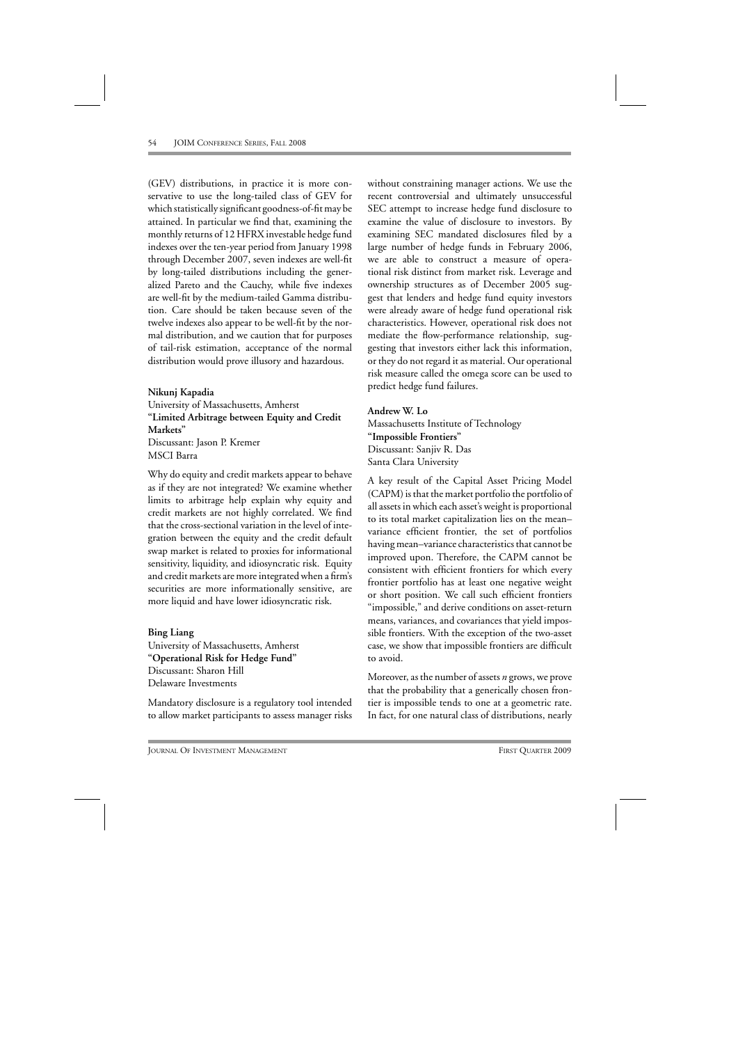(GEV) distributions, in practice it is more conservative to use the long-tailed class of GEV for which statistically significant goodness-of-fit may be attained. In particular we find that, examining the monthly returns of 12 HFRX investable hedge fund indexes over the ten-year period from January 1998 through December 2007, seven indexes are well-fit by long-tailed distributions including the generalized Pareto and the Cauchy, while five indexes are well-fit by the medium-tailed Gamma distribution. Care should be taken because seven of the twelve indexes also appear to be well-fit by the normal distribution, and we caution that for purposes of tail-risk estimation, acceptance of the normal distribution would prove illusory and hazardous.

**Nikunj Kapadia**
University of Massachusetts, Amherst
**"Limited Arbitrage between Equity and Credit Markets"**
Discussant: Jason P. Kremer
MSCI Barra

Why do equity and credit markets appear to behave as if they are not integrated? We examine whether limits to arbitrage help explain why equity and credit markets are not highly correlated. We find that the cross-sectional variation in the level of integration between the equity and the credit default swap market is related to proxies for informational sensitivity, liquidity, and idiosyncratic risk. Equity and credit markets are more integrated when a firm's securities are more informationally sensitive, are more liquid and have lower idiosyncratic risk.

**Bing Liang**
University of Massachusetts, Amherst
**"Operational Risk for Hedge Fund"**
Discussant: Sharon Hill
Delaware Investments

Mandatory disclosure is a regulatory tool intended to allow market participants to assess manager risks without constraining manager actions. We use the recent controversial and ultimately unsuccessful SEC attempt to increase hedge fund disclosure to examine the value of disclosure to investors. By examining SEC mandated disclosures filed by a large number of hedge funds in February 2006, we are able to construct a measure of operational risk distinct from market risk. Leverage and ownership structures as of December 2005 suggest that lenders and hedge fund equity investors were already aware of hedge fund operational risk characteristics. However, operational risk does not mediate the flow-performance relationship, suggesting that investors either lack this information, or they do not regard it as material. Our operational risk measure called the omega score can be used to predict hedge fund failures.

**Andrew W. Lo**
Massachusetts Institute of Technology
**"Impossible Frontiers"**
Discussant: Sanjiv R. Das
Santa Clara University

A key result of the Capital Asset Pricing Model (CAPM) is that the market portfolio the portfolio of all assets in which each asset's weight is proportional to its total market capitalization lies on the mean–variance efficient frontier, the set of portfolios having mean–variance characteristics that cannot be improved upon. Therefore, the CAPM cannot be consistent with efficient frontiers for which every frontier portfolio has at least one negative weight or short position. We call such efficient frontiers "impossible," and derive conditions on asset-return means, variances, and covariances that yield impossible frontiers. With the exception of the two-asset case, we show that impossible frontiers are difficult to avoid.

Moreover, as the number of assets $n$ grows, we prove that the probability that a generically chosen frontier is impossible tends to one at a geometric rate. In fact, for one natural class of distributions, nearly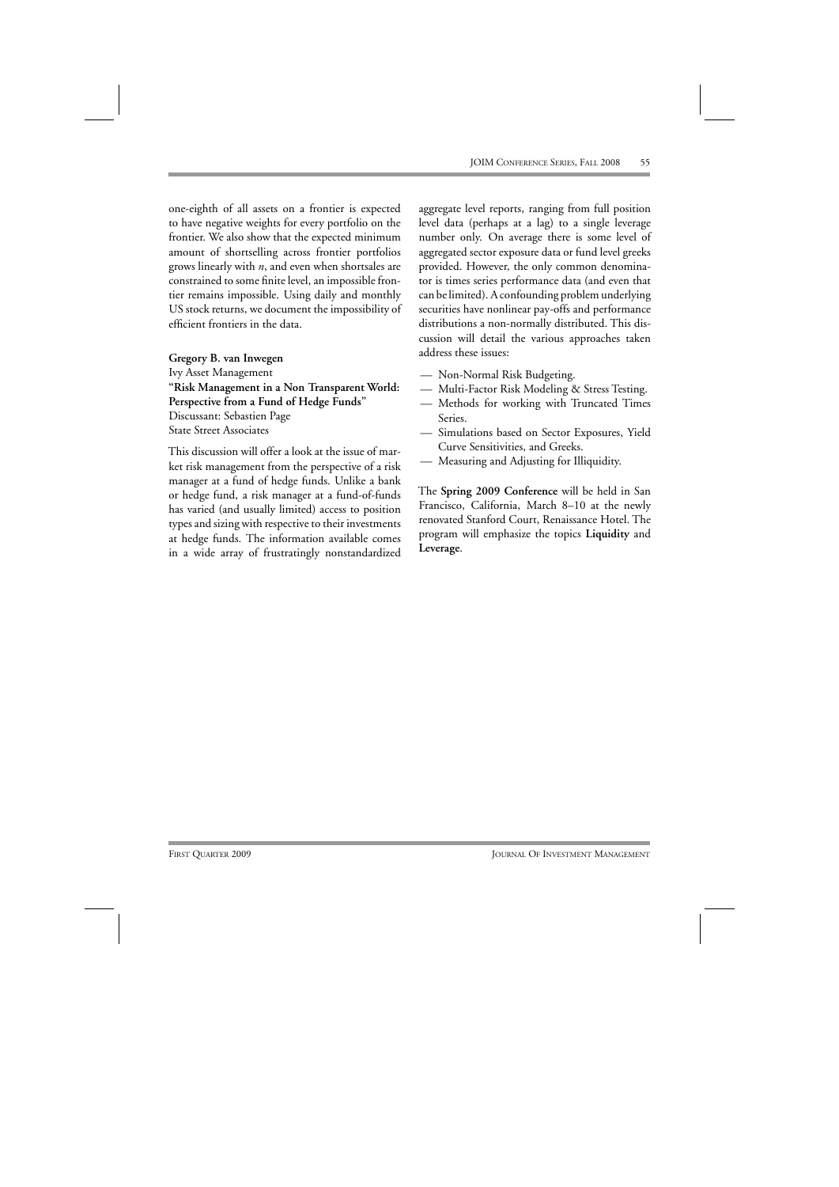one-eighth of all assets on a frontier is expected to have negative weights for every portfolio on the frontier. We also show that the expected minimum amount of shortselling across frontier portfolios grows linearly with $n$, and even when shortsales are constrained to some finite level, an impossible frontier remains impossible. Using daily and monthly US stock returns, we document the impossibility of efficient frontiers in the data.

**Gregory B. van Inwegen**
Ivy Asset Management
**"Risk Management in a Non Transparent World: Perspective from a Fund of Hedge Funds"**
Discussant: Sebastien Page
State Street Associates

This discussion will offer a look at the issue of market risk management from the perspective of a risk manager at a fund of hedge funds. Unlike a bank or hedge fund, a risk manager at a fund-of-funds has varied (and usually limited) access to position types and sizing with respective to their investments at hedge funds. The information available comes in a wide array of frustratingly nonstandardized aggregate level reports, ranging from full position level data (perhaps at a lag) to a single leverage number only. On average there is some level of aggregated sector exposure data or fund level greeks provided. However, the only common denominator is times series performance data (and even that can be limited). A confounding problem underlying securities have nonlinear pay-offs and performance distributions a non-normally distributed. This discussion will detail the various approaches taken address these issues:

- Non-Normal Risk Budgeting.
- Multi-Factor Risk Modeling & Stress Testing.
- Methods for working with Truncated Times Series.
- Simulations based on Sector Exposures, Yield Curve Sensitivities, and Greeks.
- Measuring and Adjusting for Illiquidity.

The **Spring 2009 Conference** will be held in San Francisco, California, March 8–10 at the newly renovated Stanford Court, Renaissance Hotel. The program will emphasize the topics **Liquidity** and **Leverage**.